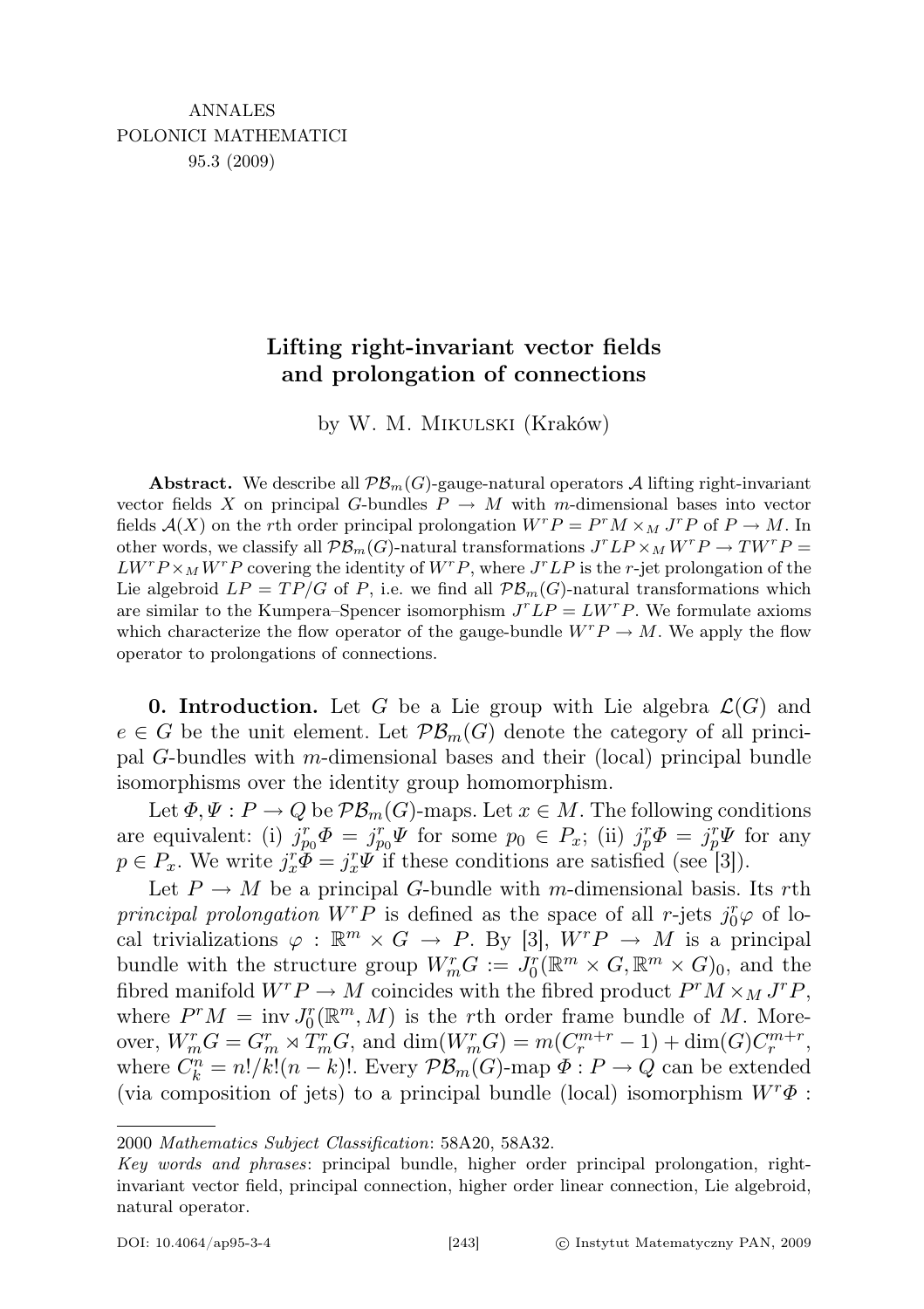# Lifting right-invariant vector fields and prolongation of connections

by W. M. Mikulski (Kraków)

**Abstract.** We describe all $\mathcal{PB}_m(G)$-gauge-natural operators $\mathcal{A}$ lifting right-invariant vector fields $X$ on principal $G$-bundles $P \to M$ with $m$-dimensional bases into vector fields $\mathcal{A}(X)$ on the $r$th order principal prolongation $W^rP = P^rM \times_M J^rP$ of $P \to M$. In other words, we classify all $\mathcal{PB}_m(G)$-natural transformations $J^rLP \times_M W^rP \to TW^rP = LW^rP \times_M W^rP$ covering the identity of $W^rP$, where $J^rLP$ is the $r$-jet prolongation of the Lie algebroid $LP = TP/G$ of $P$, i.e. we find all $\mathcal{PB}_m(G)$-natural transformations which are similar to the Kumpera–Spencer isomorphism $J^rLP = LW^rP$. We formulate axioms which characterize the flow operator of the gauge-bundle $W^rP \to M$. We apply the flow operator to prolongations of connections.

**0. Introduction.** Let $G$ be a Lie group with Lie algebra $\mathcal{L}(G)$ and $e \in G$ be the unit element. Let $\mathcal{PB}_m(G)$ denote the category of all principal $G$-bundles with $m$-dimensional bases and their (local) principal bundle isomorphisms over the identity group homomorphism.

Let $\Phi, \Psi : P \to Q$ be $\mathcal{PB}_m(G)$-maps. Let $x \in M$. The following conditions are equivalent: (i) $j^r_{p_0}\Phi = j^r_{p_0}\Psi$ for some $p_0 \in P_x$; (ii) $j^r_p\Phi = j^r_p\Psi$ for any $p \in P_x$. We write $j^r_x\Phi = j^r_x\Psi$ if these conditions are satisfied (see [3]).

Let $P \to M$ be a principal $G$-bundle with $m$-dimensional basis. Its $r$th *principal prolongation* $W^rP$ is defined as the space of all $r$-jets $j^r_0\varphi$ of local trivializations $\varphi : \mathbb{R}^m \times G \to P$. By [3], $W^rP \to M$ is a principal bundle with the structure group $W^r_mG := J^r_0(\mathbb{R}^m \times G, \mathbb{R}^m \times G)_0$, and the fibred manifold $W^rP \to M$ coincides with the fibred product $P^rM \times_M J^rP$, where $P^rM = \operatorname{inv} J^r_0(\mathbb{R}^m, M)$ is the $r$th order frame bundle of $M$. Moreover, $W^r_mG = G^r_m \rtimes T^r_mG$, and $\dim(W^r_mG) = m(C^{m+r}_r - 1) + \dim(G)C^{m+r}_r$, where $C^n_k = n!/k!(n-k)!$. Every $\mathcal{PB}_m(G)$-map $\Phi : P \to Q$ can be extended (via composition of jets) to a principal bundle (local) isomorphism $W^r\Phi$ :

---

2000 *Mathematics Subject Classification*: 58A20, 58A32.

*Key words and phrases*: principal bundle, higher order principal prolongation, right-invariant vector field, principal connection, higher order linear connection, Lie algebroid, natural operator.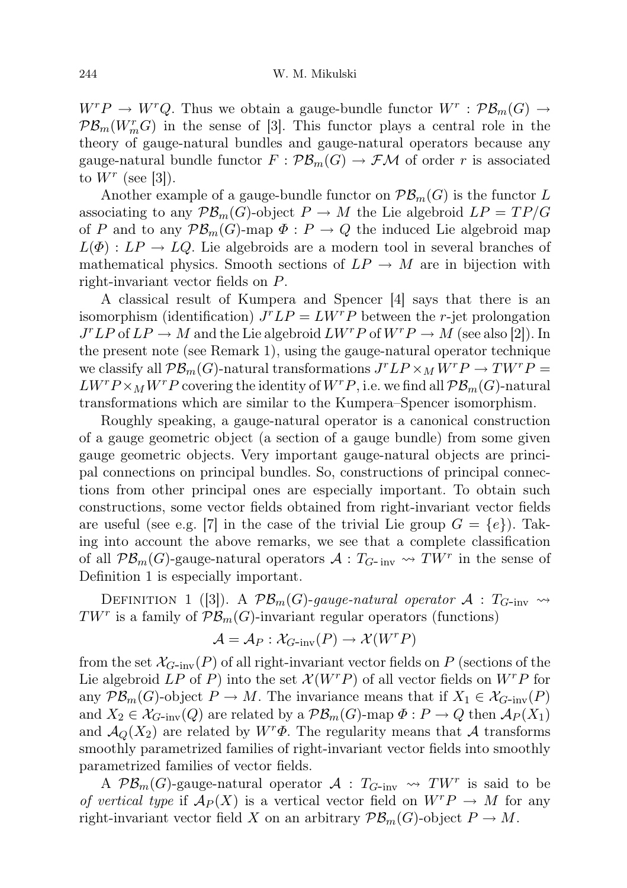$W^rP \to W^rQ$. Thus we obtain a gauge-bundle functor $W^r : \mathcal{PB}_m(G) \to \mathcal{PB}_m(W^r_m G)$ in the sense of [3]. This functor plays a central role in the theory of gauge-natural bundles and gauge-natural operators because any gauge-natural bundle functor $F : \mathcal{PB}_m(G) \to \mathcal{FM}$ of order $r$ is associated to $W^r$ (see [3]).

Another example of a gauge-bundle functor on $\mathcal{PB}_m(G)$ is the functor $L$ associating to any $\mathcal{PB}_m(G)$-object $P \to M$ the Lie algebroid $LP = TP/G$ of $P$ and to any $\mathcal{PB}_m(G)$-map $\Phi : P \to Q$ the induced Lie algebroid map $L(\Phi) : LP \to LQ$. Lie algebroids are a modern tool in several branches of mathematical physics. Smooth sections of $LP \to M$ are in bijection with right-invariant vector fields on $P$.

A classical result of Kumpera and Spencer [4] says that there is an isomorphism (identification) $J^rLP = LW^rP$ between the $r$-jet prolongation $J^rLP$ of $LP \to M$ and the Lie algebroid $LW^rP$ of $W^rP \to M$ (see also [2]). In the present note (see Remark 1), using the gauge-natural operator technique we classify all $\mathcal{PB}_m(G)$-natural transformations $J^rLP \times_M W^rP \to TW^rP = LW^rP \times_M W^rP$ covering the identity of $W^rP$, i.e. we find all $\mathcal{PB}_m(G)$-natural transformations which are similar to the Kumpera–Spencer isomorphism.

Roughly speaking, a gauge-natural operator is a canonical construction of a gauge geometric object (a section of a gauge bundle) from some given gauge geometric objects. Very important gauge-natural objects are principal connections on principal bundles. So, constructions of principal connections from other principal ones are especially important. To obtain such constructions, some vector fields obtained from right-invariant vector fields are useful (see e.g. [7] in the case of the trivial Lie group $G = \{e\}$). Taking into account the above remarks, we see that a complete classification of all $\mathcal{PB}_m(G)$-gauge-natural operators $\mathcal{A} : T_{G\text{-inv}} \rightsquigarrow TW^r$ in the sense of Definition 1 is especially important.

Definition 1 ([3]). A $\mathcal{PB}_m(G)$-*gauge-natural operator* $\mathcal{A} : T_{G\text{-inv}} \rightsquigarrow TW^r$ is a family of $\mathcal{PB}_m(G)$-invariant regular operators (functions)

$$\mathcal{A} = \mathcal{A}_P : \mathcal{X}_{G\text{-inv}}(P) \to \mathcal{X}(W^rP)$$

from the set $\mathcal{X}_{G\text{-inv}}(P)$ of all right-invariant vector fields on $P$ (sections of the Lie algebroid $LP$ of $P$) into the set $\mathcal{X}(W^rP)$ of all vector fields on $W^rP$ for any $\mathcal{PB}_m(G)$-object $P \to M$. The invariance means that if $X_1 \in \mathcal{X}_{G\text{-inv}}(P)$ and $X_2 \in \mathcal{X}_{G\text{-inv}}(Q)$ are related by a $\mathcal{PB}_m(G)$-map $\Phi : P \to Q$ then $\mathcal{A}_P(X_1)$ and $\mathcal{A}_Q(X_2)$ are related by $W^r\Phi$. The regularity means that $\mathcal{A}$ transforms smoothly parametrized families of right-invariant vector fields into smoothly parametrized families of vector fields.

A $\mathcal{PB}_m(G)$-gauge-natural operator $\mathcal{A} : T_{G\text{-inv}} \rightsquigarrow TW^r$ is said to be *of vertical type* if $\mathcal{A}_P(X)$ is a vertical vector field on $W^rP \to M$ for any right-invariant vector field $X$ on an arbitrary $\mathcal{PB}_m(G)$-object $P \to M$.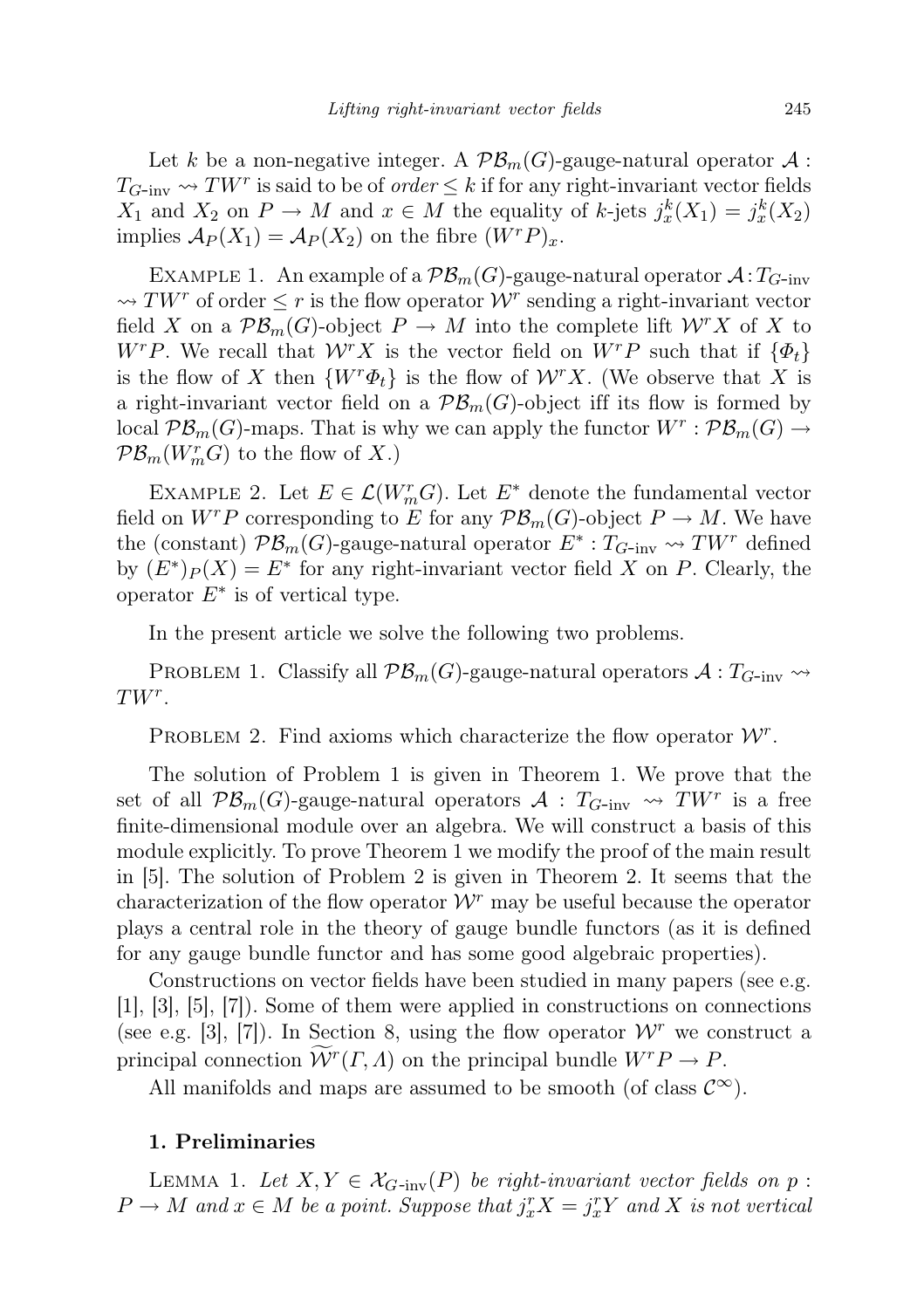Let $k$ be a non-negative integer. A $\mathcal{PB}_m(G)$-gauge-natural operator $\mathcal{A} : T_{G\text{-inv}} \rightsquigarrow TW^r$ is said to be of *order* $\leq k$ if for any right-invariant vector fields $X_1$ and $X_2$ on $P \to M$ and $x \in M$ the equality of $k$-jets $j^k_x(X_1) = j^k_x(X_2)$ implies $\mathcal{A}_P(X_1) = \mathcal{A}_P(X_2)$ on the fibre $(W^rP)_x$.

EXAMPLE 1. An example of a $\mathcal{PB}_m(G)$-gauge-natural operator $\mathcal{A} : T_{G\text{-inv}} \rightsquigarrow TW^r$ of order $\leq r$ is the flow operator $\mathcal{W}^r$ sending a right-invariant vector field $X$ on a $\mathcal{PB}_m(G)$-object $P \to M$ into the complete lift $\mathcal{W}^r X$ of $X$ to $W^rP$. We recall that $\mathcal{W}^r X$ is the vector field on $W^rP$ such that if $\{\Phi_t\}$ is the flow of $X$ then $\{W^r\Phi_t\}$ is the flow of $\mathcal{W}^r X$. (We observe that $X$ is a right-invariant vector field on a $\mathcal{PB}_m(G)$-object iff its flow is formed by local $\mathcal{PB}_m(G)$-maps. That is why we can apply the functor $W^r : \mathcal{PB}_m(G) \to \mathcal{PB}_m(W^r_m G)$ to the flow of $X$.)

EXAMPLE 2. Let $E \in \mathcal{L}(W^r_m G)$. Let $E^*$ denote the fundamental vector field on $W^rP$ corresponding to $E$ for any $\mathcal{PB}_m(G)$-object $P \to M$. We have the (constant) $\mathcal{PB}_m(G)$-gauge-natural operator $E^* : T_{G\text{-inv}} \rightsquigarrow TW^r$ defined by $(E^*)_P(X) = E^*$ for any right-invariant vector field $X$ on $P$. Clearly, the operator $E^*$ is of vertical type.

In the present article we solve the following two problems.

PROBLEM 1. Classify all $\mathcal{PB}_m(G)$-gauge-natural operators $\mathcal{A} : T_{G\text{-inv}} \rightsquigarrow TW^r$.

PROBLEM 2. Find axioms which characterize the flow operator $\mathcal{W}^r$.

The solution of Problem 1 is given in Theorem 1. We prove that the set of all $\mathcal{PB}_m(G)$-gauge-natural operators $\mathcal{A} : T_{G\text{-inv}} \rightsquigarrow TW^r$ is a free finite-dimensional module over an algebra. We will construct a basis of this module explicitly. To prove Theorem 1 we modify the proof of the main result in [5]. The solution of Problem 2 is given in Theorem 2. It seems that the characterization of the flow operator $\mathcal{W}^r$ may be useful because the operator plays a central role in the theory of gauge bundle functors (as it is defined for any gauge bundle functor and has some good algebraic properties).

Constructions on vector fields have been studied in many papers (see e.g. [1], [3], [5], [7]). Some of them were applied in constructions on connections (see e.g. [3], [7]). In Section 8, using the flow operator $\mathcal{W}^r$ we construct a principal connection $\widetilde{\mathcal{W}^r}(\Gamma, \Lambda)$ on the principal bundle $W^rP \to P$.

All manifolds and maps are assumed to be smooth (of class $\mathcal{C}^\infty$).

## 1. Preliminaries

LEMMA 1. *Let $X, Y \in \mathcal{X}_{G\text{-inv}}(P)$ be right-invariant vector fields on $p : P \to M$ and $x \in M$ be a point. Suppose that $j^r_x X = j^r_x Y$ and $X$ is not vertical*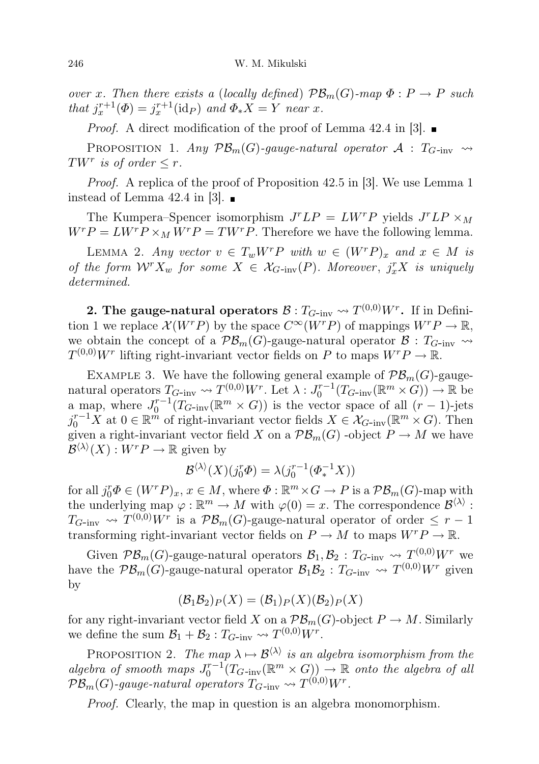*over $x$. Then there exists a* (*locally defined*) $\mathcal{PB}_m(G)$*-map* $\Phi : P \to P$ *such that* $j^{r+1}_x(\Phi) = j^{r+1}_x(\mathrm{id}_P)$ *and* $\Phi_* X = Y$ *near* $x$.

*Proof.* A direct modification of the proof of Lemma 42.4 in [3]. ■

PROPOSITION 1. *Any* $\mathcal{PB}_m(G)$*-gauge-natural operator* $\mathcal{A} : T_{G\text{-inv}} \rightsquigarrow TW^r$ *is of order* $\leq r$.

*Proof.* A replica of the proof of Proposition 42.5 in [3]. We use Lemma 1 instead of Lemma 42.4 in [3]. ■

The Kumpera–Spencer isomorphism $J^r LP = LW^r P$ yields $J^r LP \times_M W^r P = LW^r P \times_M W^r P = TW^r P$. Therefore we have the following lemma.

LEMMA 2. *Any vector* $v \in T_w W^r P$ *with* $w \in (W^r P)_x$ *and* $x \in M$ *is of the form* $\mathcal{W}^r X_w$ *for some* $X \in \mathcal{X}_{G\text{-inv}}(P)$. *Moreover*, $j^r_x X$ *is uniquely determined.*

**2. The gauge-natural operators $\mathcal{B} : T_{G\text{-inv}} \rightsquigarrow T^{(0,0)}W^r$.** If in Definition 1 we replace $\mathcal{X}(W^r P)$ by the space $C^\infty(W^r P)$ of mappings $W^r P \to \mathbb{R}$, we obtain the concept of a $\mathcal{PB}_m(G)$-gauge-natural operator $\mathcal{B} : T_{G\text{-inv}} \rightsquigarrow T^{(0,0)}W^r$ lifting right-invariant vector fields on $P$ to maps $W^r P \to \mathbb{R}$.

EXAMPLE 3. We have the following general example of $\mathcal{PB}_m(G)$-gauge-natural operators $T_{G\text{-inv}} \rightsquigarrow T^{(0,0)}W^r$. Let $\lambda : J^{r-1}_0(T_{G\text{-inv}}(\mathbb{R}^m \times G)) \to \mathbb{R}$ be a map, where $J^{r-1}_0(T_{G\text{-inv}}(\mathbb{R}^m \times G))$ is the vector space of all $(r-1)$-jets $j^{r-1}_0 X$ at $0 \in \mathbb{R}^m$ of right-invariant vector fields $X \in \mathcal{X}_{G\text{-inv}}(\mathbb{R}^m \times G)$. Then given a right-invariant vector field $X$ on a $\mathcal{PB}_m(G)$ -object $P \to M$ we have $\mathcal{B}^{\langle\lambda\rangle}(X) : W^r P \to \mathbb{R}$ given by

$$\mathcal{B}^{\langle\lambda\rangle}(X)(j^r_0 \Phi) = \lambda(j^{r-1}_0(\Phi^{-1}_* X))$$

for all $j^r_0 \Phi \in (W^r P)_x$, $x \in M$, where $\Phi : \mathbb{R}^m \times G \to P$ is a $\mathcal{PB}_m(G)$-map with the underlying map $\varphi : \mathbb{R}^m \to M$ with $\varphi(0) = x$. The correspondence $\mathcal{B}^{\langle\lambda\rangle} : T_{G\text{-inv}} \rightsquigarrow T^{(0,0)}W^r$ is a $\mathcal{PB}_m(G)$-gauge-natural operator of order $\leq r-1$ transforming right-invariant vector fields on $P \to M$ to maps $W^r P \to \mathbb{R}$.

Given $\mathcal{PB}_m(G)$-gauge-natural operators $\mathcal{B}_1, \mathcal{B}_2 : T_{G\text{-inv}} \rightsquigarrow T^{(0,0)}W^r$ we have the $\mathcal{PB}_m(G)$-gauge-natural operator $\mathcal{B}_1\mathcal{B}_2 : T_{G\text{-inv}} \rightsquigarrow T^{(0,0)}W^r$ given by

$$(\mathcal{B}_1\mathcal{B}_2)_P(X) = (\mathcal{B}_1)_P(X)(\mathcal{B}_2)_P(X)$$

for any right-invariant vector field $X$ on a $\mathcal{PB}_m(G)$-object $P \to M$. Similarly we define the sum $\mathcal{B}_1 + \mathcal{B}_2 : T_{G\text{-inv}} \rightsquigarrow T^{(0,0)}W^r$.

PROPOSITION 2. *The map* $\lambda \mapsto \mathcal{B}^{\langle\lambda\rangle}$ *is an algebra isomorphism from the algebra of smooth maps* $J^{r-1}_0(T_{G\text{-inv}}(\mathbb{R}^m \times G)) \to \mathbb{R}$ *onto the algebra of all* $\mathcal{PB}_m(G)$*-gauge-natural operators* $T_{G\text{-inv}} \rightsquigarrow T^{(0,0)}W^r$.

*Proof.* Clearly, the map in question is an algebra monomorphism.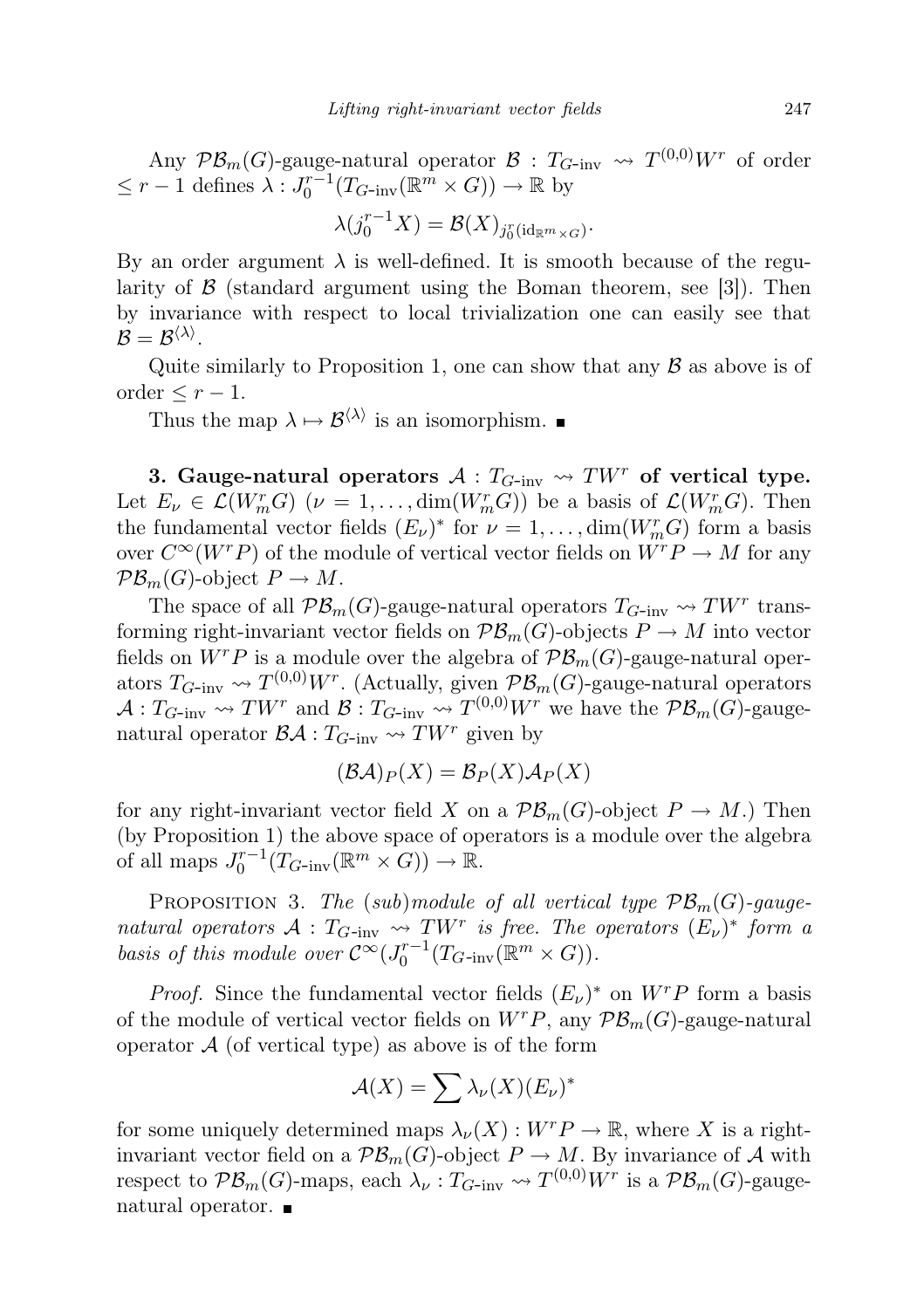Any $\mathcal{PB}_m(G)$-gauge-natural operator $\mathcal{B} : T_{G\text{-inv}} \rightsquigarrow T^{(0,0)}W^r$ of order $\leq r-1$ defines $\lambda : J^{r-1}_0(T_{G\text{-inv}}(\mathbb{R}^m \times G)) \to \mathbb{R}$ by

$$\lambda(j^{r-1}_0 X) = \mathcal{B}(X)_{j^r_0(\mathrm{id}_{\mathbb{R}^m \times G})}.$$

By an order argument $\lambda$ is well-defined. It is smooth because of the regularity of $\mathcal{B}$ (standard argument using the Boman theorem, see [3]). Then by invariance with respect to local trivialization one can easily see that $\mathcal{B} = \mathcal{B}^{\langle\lambda\rangle}$.

Quite similarly to Proposition 1, one can show that any $\mathcal{B}$ as above is of order $\leq r-1$.

Thus the map $\lambda \mapsto \mathcal{B}^{\langle\lambda\rangle}$ is an isomorphism. ∎

**3. Gauge-natural operators $\mathcal{A} : T_{G\text{-inv}} \rightsquigarrow TW^r$ of vertical type.** Let $E_\nu \in \mathcal{L}(W^r_m G)$ ($\nu = 1, \ldots, \dim(W^r_m G)$) be a basis of $\mathcal{L}(W^r_m G)$. Then the fundamental vector fields $(E_\nu)^*$ for $\nu = 1, \ldots, \dim(W^r_m G)$ form a basis over $C^\infty(W^r P)$ of the module of vertical vector fields on $W^r P \to M$ for any $\mathcal{PB}_m(G)$-object $P \to M$.

The space of all $\mathcal{PB}_m(G)$-gauge-natural operators $T_{G\text{-inv}} \rightsquigarrow TW^r$ transforming right-invariant vector fields on $\mathcal{PB}_m(G)$-objects $P \to M$ into vector fields on $W^r P$ is a module over the algebra of $\mathcal{PB}_m(G)$-gauge-natural operators $T_{G\text{-inv}} \rightsquigarrow T^{(0,0)}W^r$. (Actually, given $\mathcal{PB}_m(G)$-gauge-natural operators $\mathcal{A} : T_{G\text{-inv}} \rightsquigarrow TW^r$ and $\mathcal{B} : T_{G\text{-inv}} \rightsquigarrow T^{(0,0)}W^r$ we have the $\mathcal{PB}_m(G)$-gauge-natural operator $\mathcal{BA} : T_{G\text{-inv}} \rightsquigarrow TW^r$ given by

$$(\mathcal{BA})_P(X) = \mathcal{B}_P(X)\mathcal{A}_P(X)$$

for any right-invariant vector field $X$ on a $\mathcal{PB}_m(G)$-object $P \to M$.) Then (by Proposition 1) the above space of operators is a module over the algebra of all maps $J^{r-1}_0(T_{G\text{-inv}}(\mathbb{R}^m \times G)) \to \mathbb{R}$.

Proposition 3. *The (sub)module of all vertical type $\mathcal{PB}_m(G)$-gauge-natural operators $\mathcal{A} : T_{G\text{-inv}} \rightsquigarrow TW^r$ is free. The operators $(E_\nu)^*$ form a basis of this module over $\mathcal{C}^\infty(J^{r-1}_0(T_{G\text{-inv}}(\mathbb{R}^m \times G))$.*

*Proof.* Since the fundamental vector fields $(E_\nu)^*$ on $W^r P$ form a basis of the module of vertical vector fields on $W^r P$, any $\mathcal{PB}_m(G)$-gauge-natural operator $\mathcal{A}$ (of vertical type) as above is of the form

$$\mathcal{A}(X) = \sum \lambda_\nu(X)(E_\nu)^*$$

for some uniquely determined maps $\lambda_\nu(X) : W^r P \to \mathbb{R}$, where $X$ is a right-invariant vector field on a $\mathcal{PB}_m(G)$-object $P \to M$. By invariance of $\mathcal{A}$ with respect to $\mathcal{PB}_m(G)$-maps, each $\lambda_\nu : T_{G\text{-inv}} \rightsquigarrow T^{(0,0)}W^r$ is a $\mathcal{PB}_m(G)$-gauge-natural operator. ∎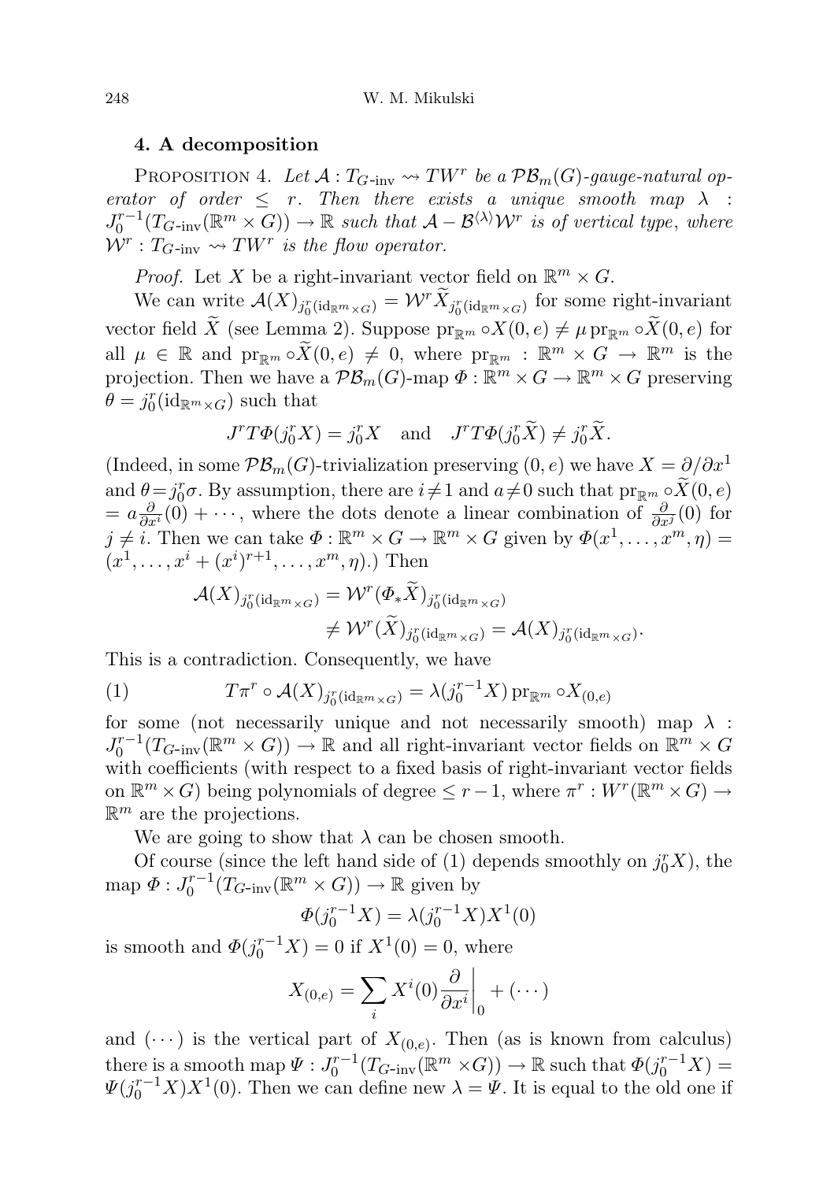## 4. A decomposition

PROPOSITION 4. *Let $\mathcal{A} : T_{G\text{-inv}} \rightsquigarrow TW^r$ be a $\mathcal{PB}_m(G)$-gauge-natural operator of order $\leq r$. Then there exists a unique smooth map $\lambda : J_0^{r-1}(T_{G\text{-inv}}(\mathbb{R}^m \times G)) \to \mathbb{R}$ such that $\mathcal{A} - \mathcal{B}^{\langle\lambda\rangle}\mathcal{W}^r$ is of vertical type, where $\mathcal{W}^r : T_{G\text{-inv}} \rightsquigarrow TW^r$ is the flow operator.*

*Proof.* Let $X$ be a right-invariant vector field on $\mathbb{R}^m \times G$.

We can write $\mathcal{A}(X)_{j_0^r(\mathrm{id}_{\mathbb{R}^m \times G})} = \mathcal{W}^r \widetilde{X}_{j_0^r(\mathrm{id}_{\mathbb{R}^m \times G})}$ for some right-invariant vector field $\widetilde{X}$ (see Lemma 2). Suppose $\mathrm{pr}_{\mathbb{R}^m} \circ X(0,e) \neq \mu \, \mathrm{pr}_{\mathbb{R}^m} \circ \widetilde{X}(0,e)$ for all $\mu \in \mathbb{R}$ and $\mathrm{pr}_{\mathbb{R}^m} \circ \widetilde{X}(0,e) \neq 0$, where $\mathrm{pr}_{\mathbb{R}^m} : \mathbb{R}^m \times G \to \mathbb{R}^m$ is the projection. Then we have a $\mathcal{PB}_m(G)$-map $\Phi : \mathbb{R}^m \times G \to \mathbb{R}^m \times G$ preserving $\theta = j_0^r(\mathrm{id}_{\mathbb{R}^m \times G})$ such that

$$J^r T\Phi(j_0^r X) = j_0^r X \quad \text{and} \quad J^r T\Phi(j_0^r \widetilde{X}) \neq j_0^r \widetilde{X}.$$

(Indeed, in some $\mathcal{PB}_m(G)$-trivialization preserving $(0,e)$ we have $X = \partial/\partial x^1$ and $\theta = j_0^r \sigma$. By assumption, there are $i \neq 1$ and $a \neq 0$ such that $\mathrm{pr}_{\mathbb{R}^m} \circ \widetilde{X}(0,e) = a \frac{\partial}{\partial x^i}(0) + \cdots$, where the dots denote a linear combination of $\frac{\partial}{\partial x^j}(0)$ for $j \neq i$. Then we can take $\Phi : \mathbb{R}^m \times G \to \mathbb{R}^m \times G$ given by $\Phi(x^1, \ldots, x^m, \eta) = (x^1, \ldots, x^i + (x^i)^{r+1}, \ldots, x^m, \eta)$.) Then

$$\begin{aligned}
\mathcal{A}(X)_{j_0^r(\mathrm{id}_{\mathbb{R}^m \times G})} &= \mathcal{W}^r(\Phi_* \widetilde{X})_{j_0^r(\mathrm{id}_{\mathbb{R}^m \times G})} \\
&\neq \mathcal{W}^r(\widetilde{X})_{j_0^r(\mathrm{id}_{\mathbb{R}^m \times G})} = \mathcal{A}(X)_{j_0^r(\mathrm{id}_{\mathbb{R}^m \times G})}.
\end{aligned}$$

This is a contradiction. Consequently, we have

$$T\pi^r \circ \mathcal{A}(X)_{j_0^r(\mathrm{id}_{\mathbb{R}^m \times G})} = \lambda(j_0^{r-1} X) \, \mathrm{pr}_{\mathbb{R}^m} \circ X_{(0,e)} \tag{1}$$

for some (not necessarily unique and not necessarily smooth) map $\lambda : J_0^{r-1}(T_{G\text{-inv}}(\mathbb{R}^m \times G)) \to \mathbb{R}$ and all right-invariant vector fields on $\mathbb{R}^m \times G$ with coefficients (with respect to a fixed basis of right-invariant vector fields on $\mathbb{R}^m \times G$) being polynomials of degree $\leq r-1$, where $\pi^r : W^r(\mathbb{R}^m \times G) \to \mathbb{R}^m$ are the projections.

We are going to show that $\lambda$ can be chosen smooth.

Of course (since the left hand side of (1) depends smoothly on $j_0^r X$), the map $\Phi : J_0^{r-1}(T_{G\text{-inv}}(\mathbb{R}^m \times G)) \to \mathbb{R}$ given by

$$\Phi(j_0^{r-1} X) = \lambda(j_0^{r-1} X) X^1(0)$$

is smooth and $\Phi(j_0^{r-1} X) = 0$ if $X^1(0) = 0$, where

$$X_{(0,e)} = \sum_i X^i(0) \frac{\partial}{\partial x^i}\bigg|_0 + (\cdots)$$

and $(\cdots)$ is the vertical part of $X_{(0,e)}$. Then (as is known from calculus) there is a smooth map $\Psi : J_0^{r-1}(T_{G\text{-inv}}(\mathbb{R}^m \times G)) \to \mathbb{R}$ such that $\Phi(j_0^{r-1} X) = \Psi(j_0^{r-1} X) X^1(0)$. Then we can define new $\lambda = \Psi$. It is equal to the old one if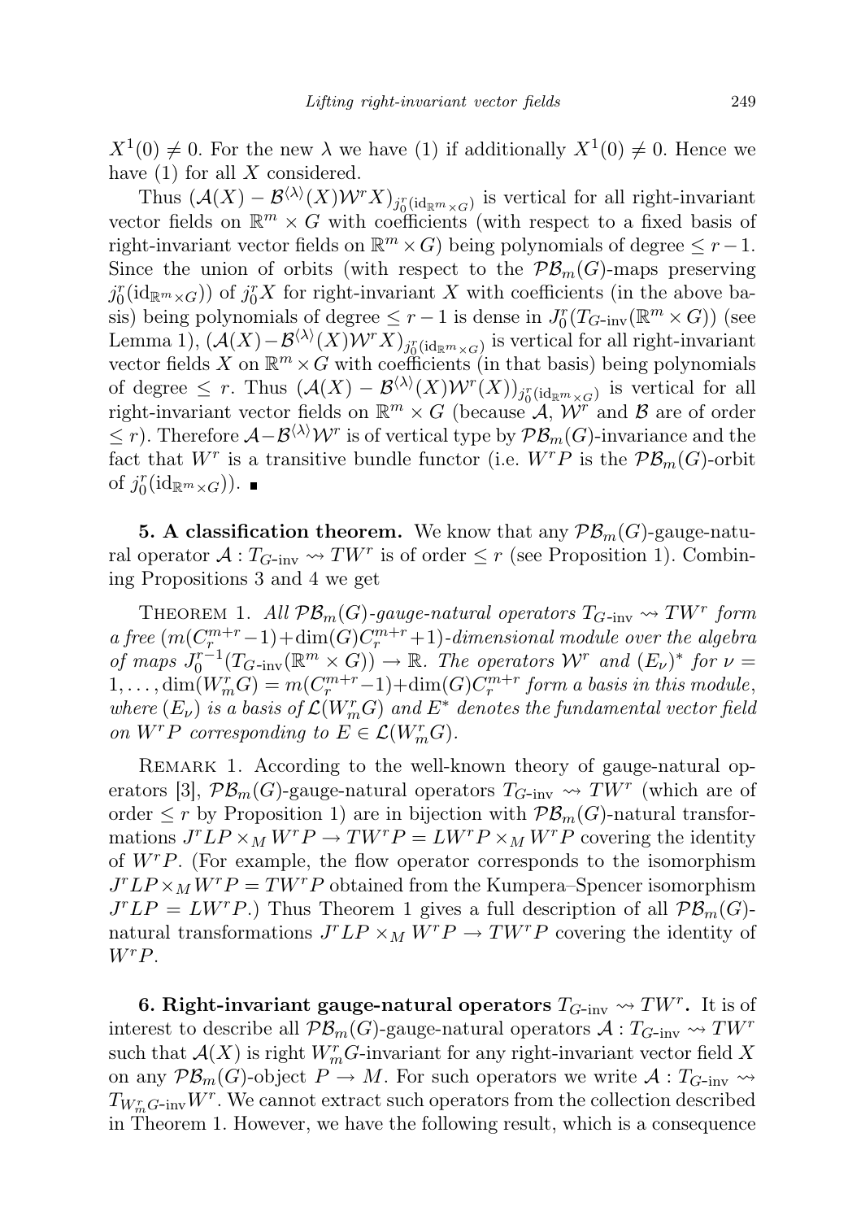$X^1(0) \neq 0$. For the new $\lambda$ we have (1) if additionally $X^1(0) \neq 0$. Hence we have (1) for all $X$ considered.

Thus $(\mathcal{A}(X) - \mathcal{B}^{\langle\lambda\rangle}(X)\mathcal{W}^r X)_{j_0^r(\mathrm{id}_{\mathbb{R}^m \times G})}$ is vertical for all right-invariant vector fields on $\mathbb{R}^m \times G$ with coefficients (with respect to a fixed basis of right-invariant vector fields on $\mathbb{R}^m \times G$) being polynomials of degree $\leq r-1$. Since the union of orbits (with respect to the $\mathcal{PB}_m(G)$-maps preserving $j_0^r(\mathrm{id}_{\mathbb{R}^m \times G})$) of $j_0^r X$ for right-invariant $X$ with coefficients (in the above basis) being polynomials of degree $\leq r-1$ is dense in $J_0^r(T_{G\text{-inv}}(\mathbb{R}^m \times G))$ (see Lemma 1), $(\mathcal{A}(X) - \mathcal{B}^{\langle\lambda\rangle}(X)\mathcal{W}^r X)_{j_0^r(\mathrm{id}_{\mathbb{R}^m \times G})}$ is vertical for all right-invariant vector fields $X$ on $\mathbb{R}^m \times G$ with coefficients (in that basis) being polynomials of degree $\leq r$. Thus $(\mathcal{A}(X) - \mathcal{B}^{\langle\lambda\rangle}(X)\mathcal{W}^r(X))_{j_0^r(\mathrm{id}_{\mathbb{R}^m \times G})}$ is vertical for all right-invariant vector fields on $\mathbb{R}^m \times G$ (because $\mathcal{A}$, $\mathcal{W}^r$ and $\mathcal{B}$ are of order $\leq r$). Therefore $\mathcal{A} - \mathcal{B}^{\langle\lambda\rangle}\mathcal{W}^r$ is of vertical type by $\mathcal{PB}_m(G)$-invariance and the fact that $W^r$ is a transitive bundle functor (i.e. $W^r P$ is the $\mathcal{PB}_m(G)$-orbit of $j_0^r(\mathrm{id}_{\mathbb{R}^m \times G})$). ∎

**5. A classification theorem.** We know that any $\mathcal{PB}_m(G)$-gauge-natural operator $\mathcal{A} : T_{G\text{-inv}} \rightsquigarrow TW^r$ is of order $\leq r$ (see Proposition 1). Combining Propositions 3 and 4 we get

THEOREM 1. *All $\mathcal{PB}_m(G)$-gauge-natural operators $T_{G\text{-inv}} \rightsquigarrow TW^r$ form a free $(m(C_r^{m+r}-1)+\dim(G)C_r^{m+r}+1)$-dimensional module over the algebra of maps $J_0^{r-1}(T_{G\text{-inv}}(\mathbb{R}^m \times G)) \to \mathbb{R}$. The operators $\mathcal{W}^r$ and $(E_\nu)^*$ for $\nu = 1, \ldots, \dim(W_m^r G) = m(C_r^{m+r}-1)+\dim(G)C_r^{m+r}$ form a basis in this module, where $(E_\nu)$ is a basis of $\mathcal{L}(W_m^r G)$ and $E^*$ denotes the fundamental vector field on $W^r P$ corresponding to $E \in \mathcal{L}(W_m^r G)$.*

REMARK 1. According to the well-known theory of gauge-natural operators [3], $\mathcal{PB}_m(G)$-gauge-natural operators $T_{G\text{-inv}} \rightsquigarrow TW^r$ (which are of order $\leq r$ by Proposition 1) are in bijection with $\mathcal{PB}_m(G)$-natural transformations $J^r LP \times_M W^r P \to TW^r P = LW^r P \times_M W^r P$ covering the identity of $W^r P$. (For example, the flow operator corresponds to the isomorphism $J^r LP \times_M W^r P = TW^r P$ obtained from the Kumpera–Spencer isomorphism $J^r LP = LW^r P$.) Thus Theorem 1 gives a full description of all $\mathcal{PB}_m(G)$-natural transformations $J^r LP \times_M W^r P \to TW^r P$ covering the identity of $W^r P$.

**6. Right-invariant gauge-natural operators $T_{G\text{-inv}} \rightsquigarrow TW^r$.** It is of interest to describe all $\mathcal{PB}_m(G)$-gauge-natural operators $\mathcal{A} : T_{G\text{-inv}} \rightsquigarrow TW^r$ such that $\mathcal{A}(X)$ is right $W_m^r G$-invariant for any right-invariant vector field $X$ on any $\mathcal{PB}_m(G)$-object $P \to M$. For such operators we write $\mathcal{A} : T_{G\text{-inv}} \rightsquigarrow T_{W_m^r G\text{-inv}} W^r$. We cannot extract such operators from the collection described in Theorem 1. However, we have the following result, which is a consequence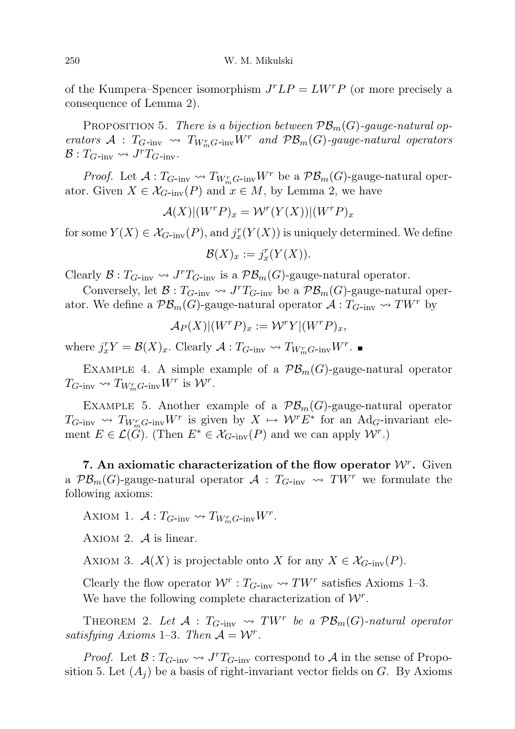of the Kumpera–Spencer isomorphism $J^rLP = LW^rP$ (or more precisely a consequence of Lemma 2).

PROPOSITION 5. *There is a bijection between $\mathcal{PB}_m(G)$-gauge-natural operators $\mathcal{A} : T_{G\text{-inv}} \rightsquigarrow T_{W^r_m G\text{-inv}}W^r$ and $\mathcal{PB}_m(G)$-gauge-natural operators $\mathcal{B} : T_{G\text{-inv}} \rightsquigarrow J^rT_{G\text{-inv}}$.*

*Proof.* Let $\mathcal{A} : T_{G\text{-inv}} \rightsquigarrow T_{W^r_m G\text{-inv}}W^r$ be a $\mathcal{PB}_m(G)$-gauge-natural operator. Given $X \in \mathcal{X}_{G\text{-inv}}(P)$ and $x \in M$, by Lemma 2, we have

$$\mathcal{A}(X)|(W^rP)_x = \mathcal{W}^r(Y(X))|(W^rP)_x$$

for some $Y(X) \in \mathcal{X}_{G\text{-inv}}(P)$, and $j^r_x(Y(X))$ is uniquely determined. We define

$$\mathcal{B}(X)_x := j^r_x(Y(X)).$$

Clearly $\mathcal{B} : T_{G\text{-inv}} \rightsquigarrow J^rT_{G\text{-inv}}$ is a $\mathcal{PB}_m(G)$-gauge-natural operator.

Conversely, let $\mathcal{B} : T_{G\text{-inv}} \rightsquigarrow J^rT_{G\text{-inv}}$ be a $\mathcal{PB}_m(G)$-gauge-natural operator. We define a $\mathcal{PB}_m(G)$-gauge-natural operator $\mathcal{A} : T_{G\text{-inv}} \rightsquigarrow TW^r$ by

$$\mathcal{A}_P(X)|(W^rP)_x := \mathcal{W}^rY|(W^rP)_x,$$

where $j^r_xY = \mathcal{B}(X)_x$. Clearly $\mathcal{A} : T_{G\text{-inv}} \rightsquigarrow T_{W^r_m G\text{-inv}}W^r$. ∎

EXAMPLE 4. A simple example of a $\mathcal{PB}_m(G)$-gauge-natural operator $T_{G\text{-inv}} \rightsquigarrow T_{W^r_m G\text{-inv}}W^r$ is $\mathcal{W}^r$.

EXAMPLE 5. Another example of a $\mathcal{PB}_m(G)$-gauge-natural operator $T_{G\text{-inv}} \rightsquigarrow T_{W^r_m G\text{-inv}}W^r$ is given by $X \mapsto \mathcal{W}^rE^*$ for an $\mathrm{Ad}_G$-invariant element $E \in \mathcal{L}(G)$. (Then $E^* \in \mathcal{X}_{G\text{-inv}}(P)$ and we can apply $\mathcal{W}^r$.)

**7. An axiomatic characterization of the flow operator $\mathcal{W}^r$.** Given a $\mathcal{PB}_m(G)$-gauge-natural operator $\mathcal{A} : T_{G\text{-inv}} \rightsquigarrow TW^r$ we formulate the following axioms:

AXIOM 1. $\mathcal{A} : T_{G\text{-inv}} \rightsquigarrow T_{W^r_m G\text{-inv}}W^r$.

AXIOM 2. $\mathcal{A}$ is linear.

AXIOM 3. $\mathcal{A}(X)$ is projectable onto $X$ for any $X \in \mathcal{X}_{G\text{-inv}}(P)$.

Clearly the flow operator $\mathcal{W}^r : T_{G\text{-inv}} \rightsquigarrow TW^r$ satisfies Axioms 1–3.

We have the following complete characterization of $\mathcal{W}^r$.

THEOREM 2. *Let $\mathcal{A} : T_{G\text{-inv}} \rightsquigarrow TW^r$ be a $\mathcal{PB}_m(G)$-natural operator satisfying Axioms 1–3. Then $\mathcal{A} = \mathcal{W}^r$.*

*Proof.* Let $\mathcal{B} : T_{G\text{-inv}} \rightsquigarrow J^rT_{G\text{-inv}}$ correspond to $\mathcal{A}$ in the sense of Proposition 5. Let $(A_j)$ be a basis of right-invariant vector fields on $G$. By Axioms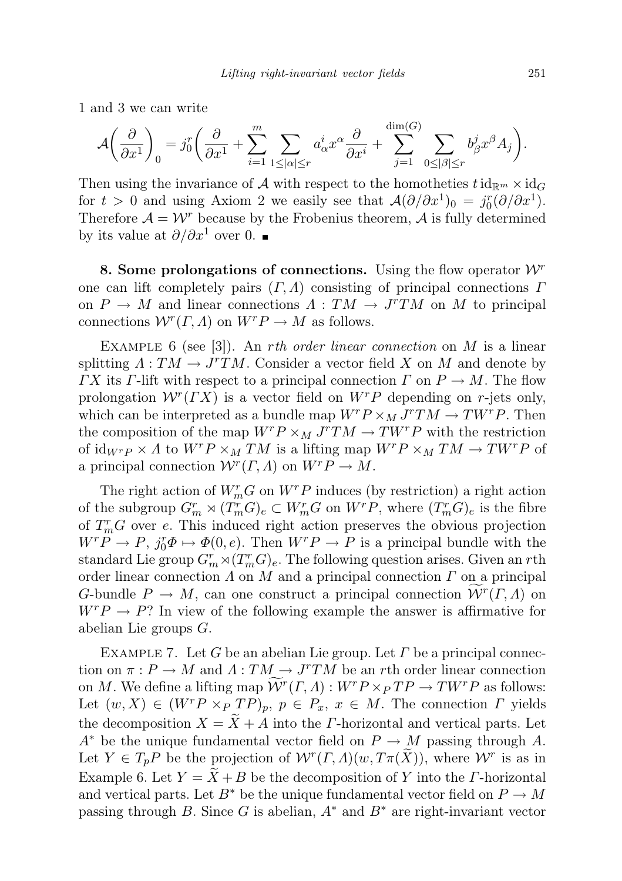1 and 3 we can write

$$\mathcal{A}\left(\frac{\partial}{\partial x^1}\right)_0 = j_0^r\left(\frac{\partial}{\partial x^1} + \sum_{i=1}^{m}\sum_{1\le|\alpha|\le r} a_\alpha^i x^\alpha \frac{\partial}{\partial x^i} + \sum_{j=1}^{\dim(G)}\sum_{0\le|\beta|\le r} b_\beta^j x^\beta A_j\right).$$

Then using the invariance of $\mathcal{A}$ with respect to the homotheties $t\,\mathrm{id}_{\mathbb{R}^m}\times \mathrm{id}_G$ for $t>0$ and using Axiom 2 we easily see that $\mathcal{A}(\partial/\partial x^1)_0 = j_0^r(\partial/\partial x^1)$. Therefore $\mathcal{A} = \mathcal{W}^r$ because by the Frobenius theorem, $\mathcal{A}$ is fully determined by its value at $\partial/\partial x^1$ over 0. ∎

**8. Some prolongations of connections.** Using the flow operator $\mathcal{W}^r$ one can lift completely pairs $(\Gamma,\Lambda)$ consisting of principal connections $\Gamma$ on $P\to M$ and linear connections $\Lambda: TM\to J^rTM$ on $M$ to principal connections $\mathcal{W}^r(\Gamma,\Lambda)$ on $W^rP\to M$ as follows.

Example 6 (see [3]). An *rth order linear connection* on $M$ is a linear splitting $\Lambda: TM\to J^rTM$. Consider a vector field $X$ on $M$ and denote by $\Gamma X$ its $\Gamma$-lift with respect to a principal connection $\Gamma$ on $P\to M$. The flow prolongation $\mathcal{W}^r(\Gamma X)$ is a vector field on $W^rP$ depending on $r$-jets only, which can be interpreted as a bundle map $W^rP\times_M J^rTM\to TW^rP$. Then the composition of the map $W^rP\times_M J^rTM\to TW^rP$ with the restriction of $\mathrm{id}_{W^rP}\times\Lambda$ to $W^rP\times_M TM$ is a lifting map $W^rP\times_M TM\to TW^rP$ of a principal connection $\mathcal{W}^r(\Gamma,\Lambda)$ on $W^rP\to M$.

The right action of $W_m^rG$ on $W^rP$ induces (by restriction) a right action of the subgroup $G_m^r\rtimes(T_m^rG)_e\subset W_m^rG$ on $W^rP$, where $(T_m^rG)_e$ is the fibre of $T_m^rG$ over $e$. This induced right action preserves the obvious projection $W^rP\to P$, $j_0^r\Phi\mapsto\Phi(0,e)$. Then $W^rP\to P$ is a principal bundle with the standard Lie group $G_m^r\rtimes(T_m^rG)_e$. The following question arises. Given an $r$th order linear connection $\Lambda$ on $M$ and a principal connection $\Gamma$ on a principal $G$-bundle $P\to M$, can one construct a principal connection $\widetilde{\mathcal{W}^r}(\Gamma,\Lambda)$ on $W^rP\to P$? In view of the following example the answer is affirmative for abelian Lie groups $G$.

Example 7. Let $G$ be an abelian Lie group. Let $\Gamma$ be a principal connection on $\pi: P\to M$ and $\Lambda: TM\to J^rTM$ be an $r$th order linear connection on $M$. We define a lifting map $\widetilde{\mathcal{W}^r}(\Gamma,\Lambda): W^rP\times_P TP\to TW^rP$ as follows: Let $(w,X)\in(W^rP\times_P TP)_p$, $p\in P_x$, $x\in M$. The connection $\Gamma$ yields the decomposition $X=\widetilde{X}+A$ into the $\Gamma$-horizontal and vertical parts. Let $A^*$ be the unique fundamental vector field on $P\to M$ passing through $A$. Let $Y\in T_pP$ be the projection of $\mathcal{W}^r(\Gamma,\Lambda)(w,T\pi(\widetilde{X}))$, where $\mathcal{W}^r$ is as in Example 6. Let $Y=\widetilde{X}+B$ be the decomposition of $Y$ into the $\Gamma$-horizontal and vertical parts. Let $B^*$ be the unique fundamental vector field on $P\to M$ passing through $B$. Since $G$ is abelian, $A^*$ and $B^*$ are right-invariant vector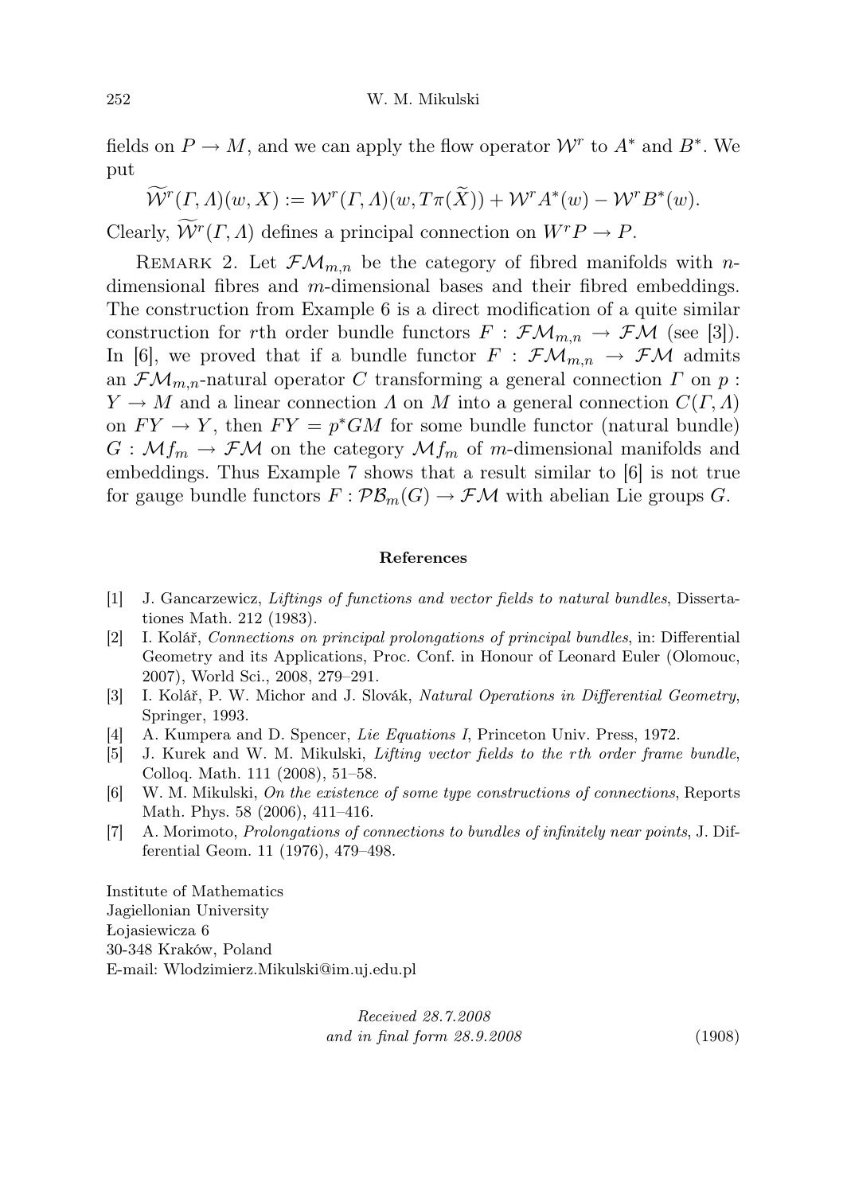fields on $P \to M$, and we can apply the flow operator $\mathcal{W}^r$ to $A^*$ and $B^*$. We put

$$\widetilde{\mathcal{W}}^r(\Gamma, \Lambda)(w, X) := \mathcal{W}^r(\Gamma, \Lambda)(w, T\pi(\widetilde{X})) + \mathcal{W}^r A^*(w) - \mathcal{W}^r B^*(w).$$

Clearly, $\widetilde{\mathcal{W}}^r(\Gamma, \Lambda)$ defines a principal connection on $W^r P \to P$.

REMARK 2. Let $\mathcal{FM}_{m,n}$ be the category of fibred manifolds with $n$-dimensional fibres and $m$-dimensional bases and their fibred embeddings. The construction from Example 6 is a direct modification of a quite similar construction for $r$th order bundle functors $F : \mathcal{FM}_{m,n} \to \mathcal{FM}$ (see [3]). In [6], we proved that if a bundle functor $F : \mathcal{FM}_{m,n} \to \mathcal{FM}$ admits an $\mathcal{FM}_{m,n}$-natural operator $C$ transforming a general connection $\Gamma$ on $p : Y \to M$ and a linear connection $\Lambda$ on $M$ into a general connection $C(\Gamma, \Lambda)$ on $FY \to Y$, then $FY = p^* GM$ for some bundle functor (natural bundle) $G : \mathcal{M}f_m \to \mathcal{FM}$ on the category $\mathcal{M}f_m$ of $m$-dimensional manifolds and embeddings. Thus Example 7 shows that a result similar to [6] is not true for gauge bundle functors $F : \mathcal{PB}_m(G) \to \mathcal{FM}$ with abelian Lie groups $G$.

## References

[1] J. Gancarzewicz, *Liftings of functions and vector fields to natural bundles*, Dissertationes Math. 212 (1983).

[2] I. Kolář, *Connections on principal prolongations of principal bundles*, in: Differential Geometry and its Applications, Proc. Conf. in Honour of Leonard Euler (Olomouc, 2007), World Sci., 2008, 279–291.

[3] I. Kolář, P. W. Michor and J. Slovák, *Natural Operations in Differential Geometry*, Springer, 1993.

[4] A. Kumpera and D. Spencer, *Lie Equations I*, Princeton Univ. Press, 1972.

[5] J. Kurek and W. M. Mikulski, *Lifting vector fields to the rth order frame bundle*, Colloq. Math. 111 (2008), 51–58.

[6] W. M. Mikulski, *On the existence of some type constructions of connections*, Reports Math. Phys. 58 (2006), 411–416.

[7] A. Morimoto, *Prolongations of connections to bundles of infinitely near points*, J. Differential Geom. 11 (1976), 479–498.

Institute of Mathematics
Jagiellonian University
Łojasiewicza 6
30-348 Kraków, Poland
E-mail: Wlodzimierz.Mikulski@im.uj.edu.pl

*Received 28.7.2008*
*and in final form 28.9.2008* (1908)